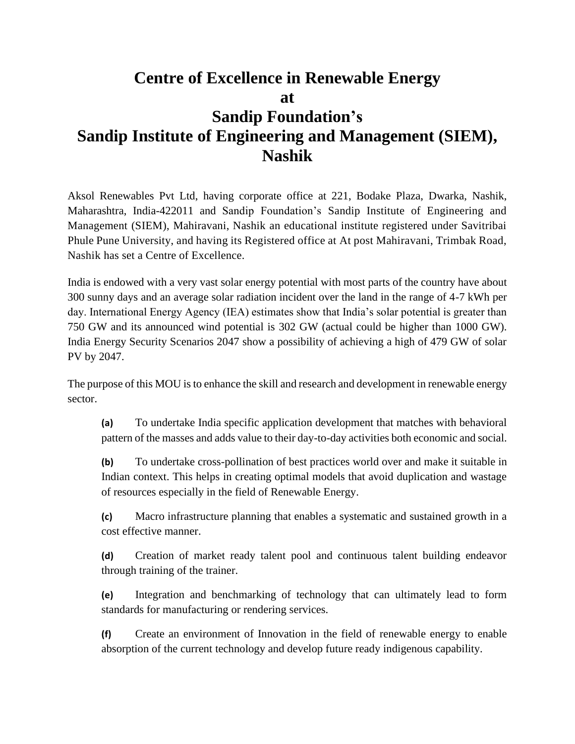# Centre of Excellence in Renewable Energy at Sandip Foundation's Sandip Institute of Engineering and Management (SIEM), Nashik

Aksol Renewables Pvt Ltd, having corporate office at 221, Bodake Plaza, Dwarka, Nashik, Maharashtra, India-422011 and Sandip Foundation's Sandip Institute of Engineering and Management (SIEM), Mahiravani, Nashik an educational institute registered under Savitribai Phule Pune University, and having its Registered office at At post Mahiravani, Trimbak Road, Nashik has set a Centre of Excellence.

India is endowed with a very vast solar energy potential with most parts of the country have about 300 sunny days and an average solar radiation incident over the land in the range of 4-7 kWh per day. International Energy Agency (IEA) estimates show that India's solar potential is greater than 750 GW and its announced wind potential is 302 GW (actual could be higher than 1000 GW). India Energy Security Scenarios 2047 show a possibility of achieving a high of 479 GW of solar PV by 2047.

The purpose of this MOU is to enhance the skill and research and development in renewable energy sector.

**(a)** To undertake India specific application development that matches with behavioral pattern of the masses and adds value to their day-to-day activities both economic and social.

**(b)** To undertake cross-pollination of best practices world over and make it suitable in Indian context. This helps in creating optimal models that avoid duplication and wastage of resources especially in the field of Renewable Energy.

**(c)** Macro infrastructure planning that enables a systematic and sustained growth in a cost effective manner.

**(d)** Creation of market ready talent pool and continuous talent building endeavor through training of the trainer.

**(e)** Integration and benchmarking of technology that can ultimately lead to form standards for manufacturing or rendering services.

**(f)** Create an environment of Innovation in the field of renewable energy to enable absorption of the current technology and develop future ready indigenous capability.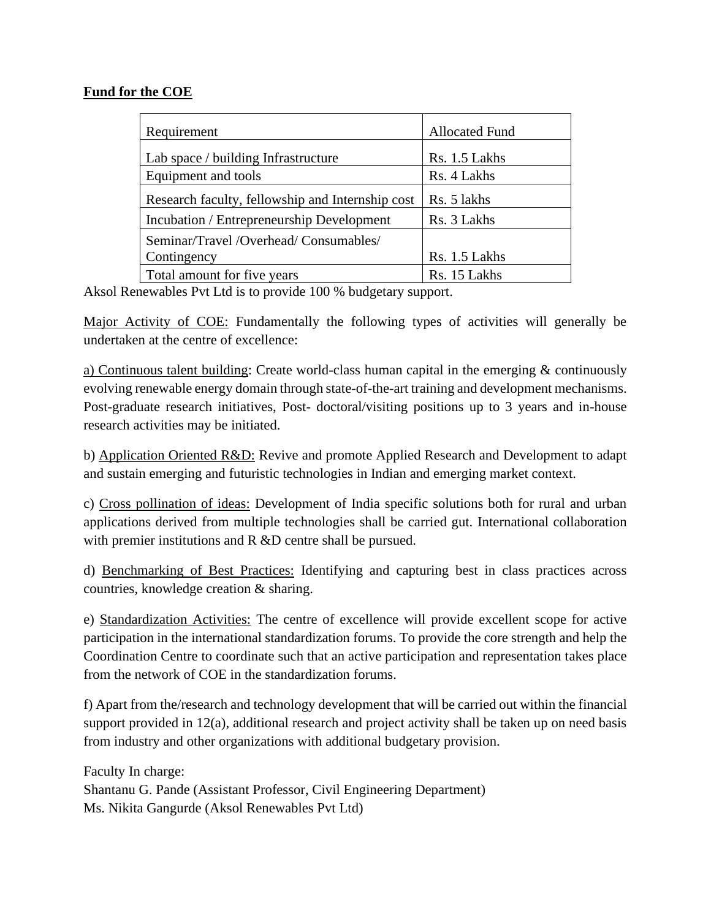**<u>Fund for the COE</u>**

| Requirement | Allocated Fund |
|---|---|
| Lab space / building Infrastructure | Rs. 1.5 Lakhs |
| Equipment and tools | Rs. 4 Lakhs |
| Research faculty, fellowship and Internship cost | Rs. 5 lakhs |
| Incubation / Entrepreneurship Development | Rs. 3 Lakhs |
| Seminar/Travel /Overhead/ Consumables/ Contingency | Rs. 1.5 Lakhs |
| Total amount for five years | Rs. 15 Lakhs |

Aksol Renewables Pvt Ltd is to provide 100 % budgetary support.

<u>Major Activity of COE:</u> Fundamentally the following types of activities will generally be undertaken at the centre of excellence:

<u>a) Continuous talent building</u>: Create world-class human capital in the emerging & continuously evolving renewable energy domain through state-of-the-art training and development mechanisms. Post-graduate research initiatives, Post- doctoral/visiting positions up to 3 years and in-house research activities may be initiated.

b) <u>Application Oriented R&D:</u> Revive and promote Applied Research and Development to adapt and sustain emerging and futuristic technologies in Indian and emerging market context.

c) <u>Cross pollination of ideas:</u> Development of India specific solutions both for rural and urban applications derived from multiple technologies shall be carried gut. International collaboration with premier institutions and R &D centre shall be pursued.

d) <u>Benchmarking of Best Practices:</u> Identifying and capturing best in class practices across countries, knowledge creation & sharing.

e) <u>Standardization Activities:</u> The centre of excellence will provide excellent scope for active participation in the international standardization forums. To provide the core strength and help the Coordination Centre to coordinate such that an active participation and representation takes place from the network of COE in the standardization forums.

f) Apart from the/research and technology development that will be carried out within the financial support provided in 12(a), additional research and project activity shall be taken up on need basis from industry and other organizations with additional budgetary provision.

Faculty In charge:
Shantanu G. Pande (Assistant Professor, Civil Engineering Department)
Ms. Nikita Gangurde (Aksol Renewables Pvt Ltd)